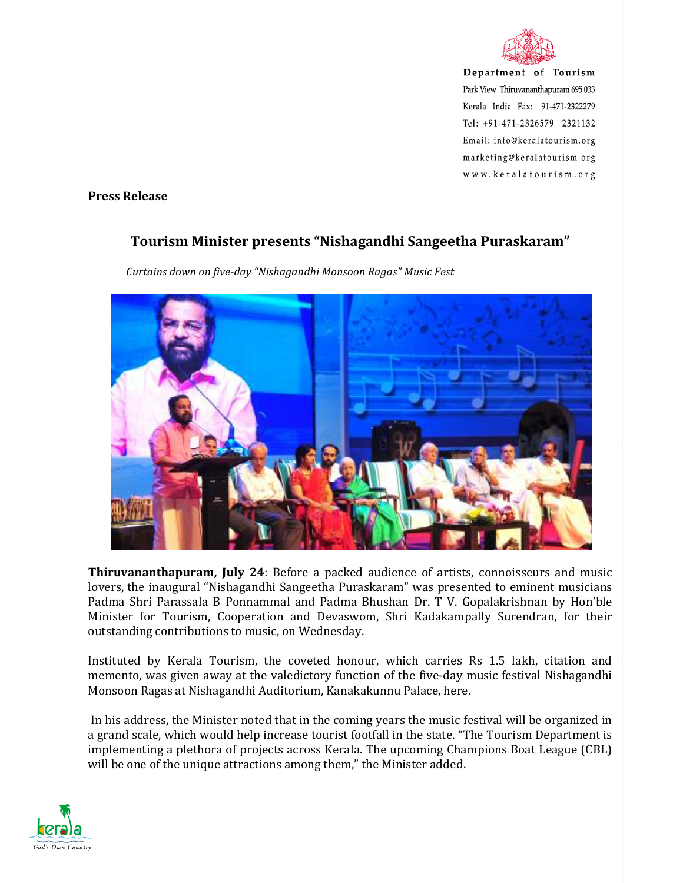Department of Tourism
Park View Thiruvananthapuram 695 033
Kerala India Fax: +91-471-2322279
Tel: +91-471-2326579 2321132
Email: info@keralatourism.org
marketing@keralatourism.org
www.keralatourism.org

**Press Release**

## Tourism Minister presents "Nishagandhi Sangeetha Puraskaram"

*Curtains down on five-day "Nishagandhi Monsoon Ragas" Music Fest*

**Thiruvananthapuram, July 24**: Before a packed audience of artists, connoisseurs and music lovers, the inaugural "Nishagandhi Sangeetha Puraskaram" was presented to eminent musicians Padma Shri Parassala B Ponnammal and Padma Bhushan Dr. T V. Gopalakrishnan by Hon'ble Minister for Tourism, Cooperation and Devaswom, Shri Kadakampally Surendran, for their outstanding contributions to music, on Wednesday.

Instituted by Kerala Tourism, the coveted honour, which carries Rs 1.5 lakh, citation and memento, was given away at the valedictory function of the five-day music festival Nishagandhi Monsoon Ragas at Nishagandhi Auditorium, Kanakakunnu Palace, here.

In his address, the Minister noted that in the coming years the music festival will be organized in a grand scale, which would help increase tourist footfall in the state. "The Tourism Department is implementing a plethora of projects across Kerala. The upcoming Champions Boat League (CBL) will be one of the unique attractions among them," the Minister added.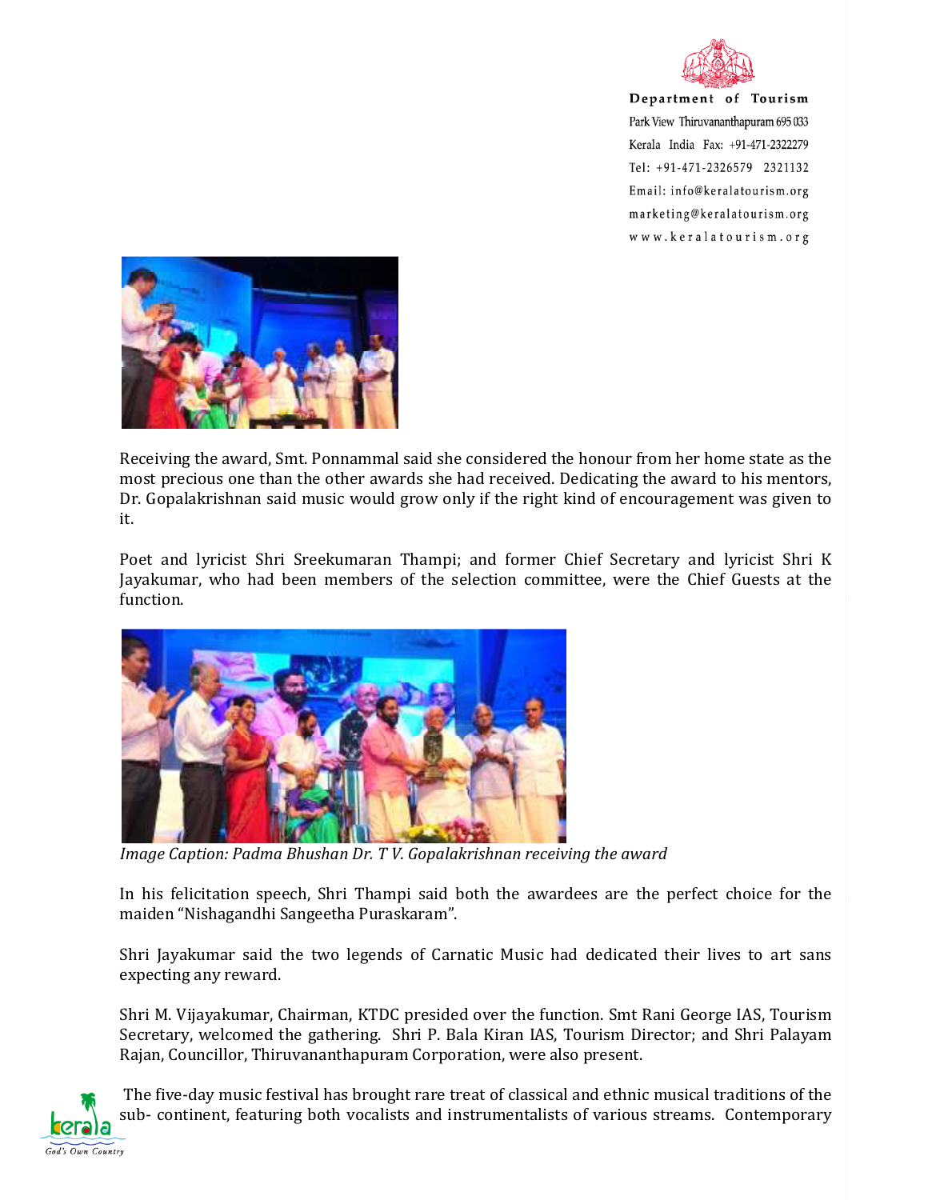Receiving the award, Smt. Ponnammal said she considered the honour from her home state as the most precious one than the other awards she had received. Dedicating the award to his mentors, Dr. Gopalakrishnan said music would grow only if the right kind of encouragement was given to it.

Poet and lyricist Shri Sreekumaran Thampi; and former Chief Secretary and lyricist Shri K Jayakumar, who had been members of the selection committee, were the Chief Guests at the function.

*Image Caption: Padma Bhushan Dr. T V. Gopalakrishnan receiving the award*

In his felicitation speech, Shri Thampi said both the awardees are the perfect choice for the maiden "Nishagandhi Sangeetha Puraskaram".

Shri Jayakumar said the two legends of Carnatic Music had dedicated their lives to art sans expecting any reward.

Shri M. Vijayakumar, Chairman, KTDC presided over the function. Smt Rani George IAS, Tourism Secretary, welcomed the gathering. Shri P. Bala Kiran IAS, Tourism Director; and Shri Palayam Rajan, Councillor, Thiruvananthapuram Corporation, were also present.

The five-day music festival has brought rare treat of classical and ethnic musical traditions of the sub- continent, featuring both vocalists and instrumentalists of various streams. Contemporary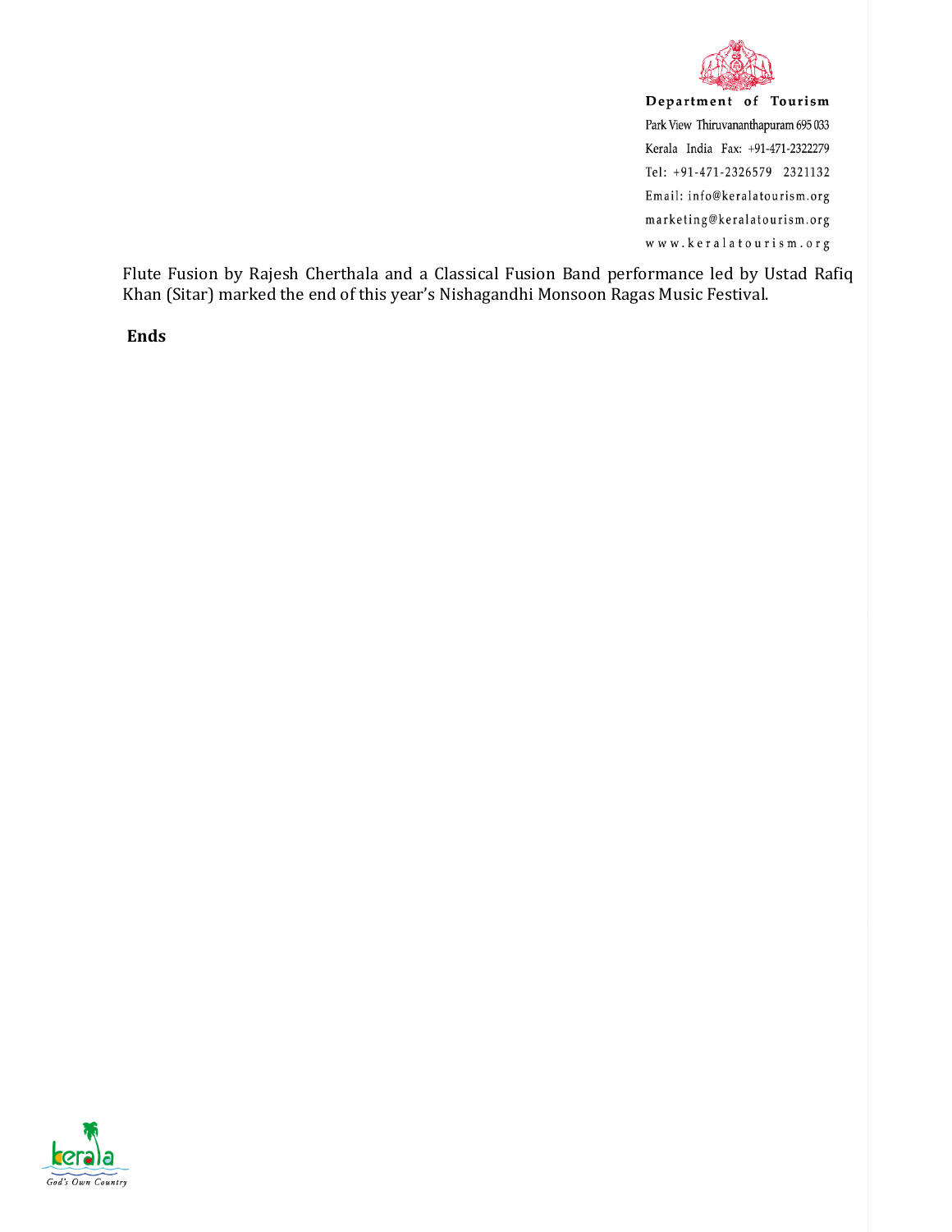Department of Tourism

Park View Thiruvananthapuram 695 033

Kerala India Fax: +91-471-2322279

Tel: +91-471-2326579 2321132

Email: info@keralatourism.org

marketing@keralatourism.org

www.keralatourism.org

Flute Fusion by Rajesh Cherthala and a Classical Fusion Band performance led by Ustad Rafiq Khan (Sitar) marked the end of this year's Nishagandhi Monsoon Ragas Music Festival.

**Ends**